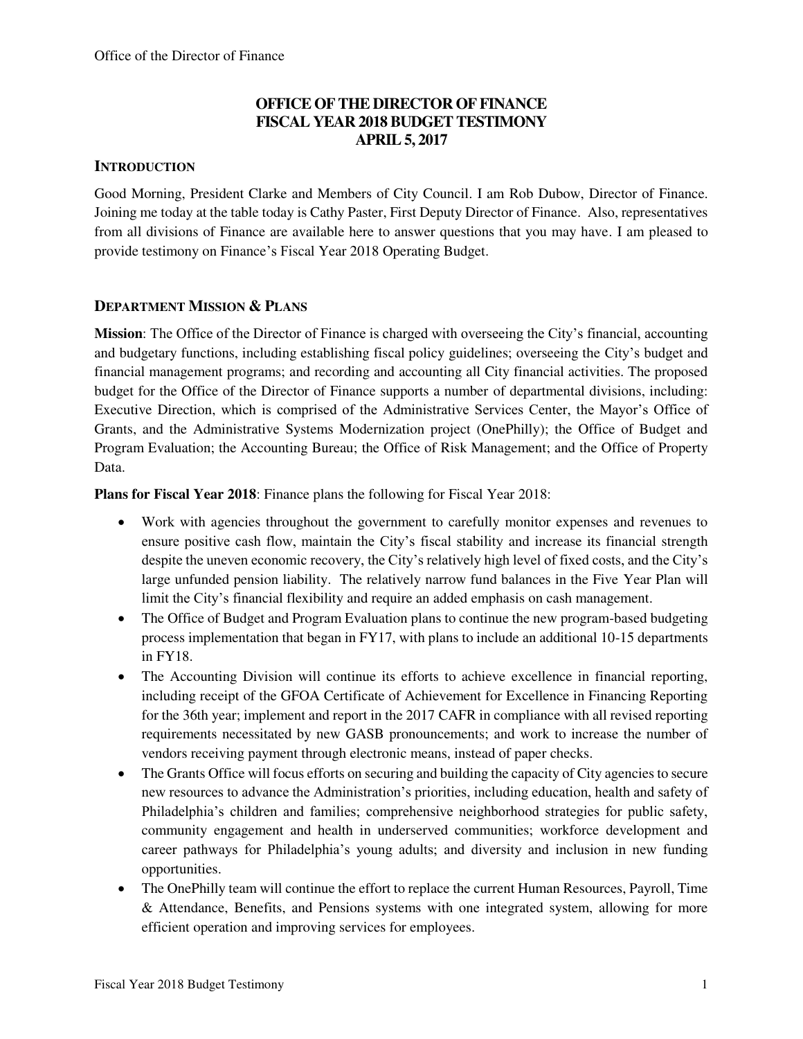# OFFICE OF THE DIRECTOR OF FINANCE
# FISCAL YEAR 2018 BUDGET TESTIMONY
# APRIL 5, 2017

## INTRODUCTION

Good Morning, President Clarke and Members of City Council. I am Rob Dubow, Director of Finance. Joining me today at the table today is Cathy Paster, First Deputy Director of Finance. Also, representatives from all divisions of Finance are available here to answer questions that you may have. I am pleased to provide testimony on Finance's Fiscal Year 2018 Operating Budget.

## DEPARTMENT MISSION & PLANS

**Mission**: The Office of the Director of Finance is charged with overseeing the City's financial, accounting and budgetary functions, including establishing fiscal policy guidelines; overseeing the City's budget and financial management programs; and recording and accounting all City financial activities. The proposed budget for the Office of the Director of Finance supports a number of departmental divisions, including: Executive Direction, which is comprised of the Administrative Services Center, the Mayor's Office of Grants, and the Administrative Systems Modernization project (OnePhilly); the Office of Budget and Program Evaluation; the Accounting Bureau; the Office of Risk Management; and the Office of Property Data.

**Plans for Fiscal Year 2018**: Finance plans the following for Fiscal Year 2018:

- Work with agencies throughout the government to carefully monitor expenses and revenues to ensure positive cash flow, maintain the City's fiscal stability and increase its financial strength despite the uneven economic recovery, the City's relatively high level of fixed costs, and the City's large unfunded pension liability. The relatively narrow fund balances in the Five Year Plan will limit the City's financial flexibility and require an added emphasis on cash management.
- The Office of Budget and Program Evaluation plans to continue the new program-based budgeting process implementation that began in FY17, with plans to include an additional 10-15 departments in FY18.
- The Accounting Division will continue its efforts to achieve excellence in financial reporting, including receipt of the GFOA Certificate of Achievement for Excellence in Financing Reporting for the 36th year; implement and report in the 2017 CAFR in compliance with all revised reporting requirements necessitated by new GASB pronouncements; and work to increase the number of vendors receiving payment through electronic means, instead of paper checks.
- The Grants Office will focus efforts on securing and building the capacity of City agencies to secure new resources to advance the Administration's priorities, including education, health and safety of Philadelphia's children and families; comprehensive neighborhood strategies for public safety, community engagement and health in underserved communities; workforce development and career pathways for Philadelphia's young adults; and diversity and inclusion in new funding opportunities.
- The OnePhilly team will continue the effort to replace the current Human Resources, Payroll, Time & Attendance, Benefits, and Pensions systems with one integrated system, allowing for more efficient operation and improving services for employees.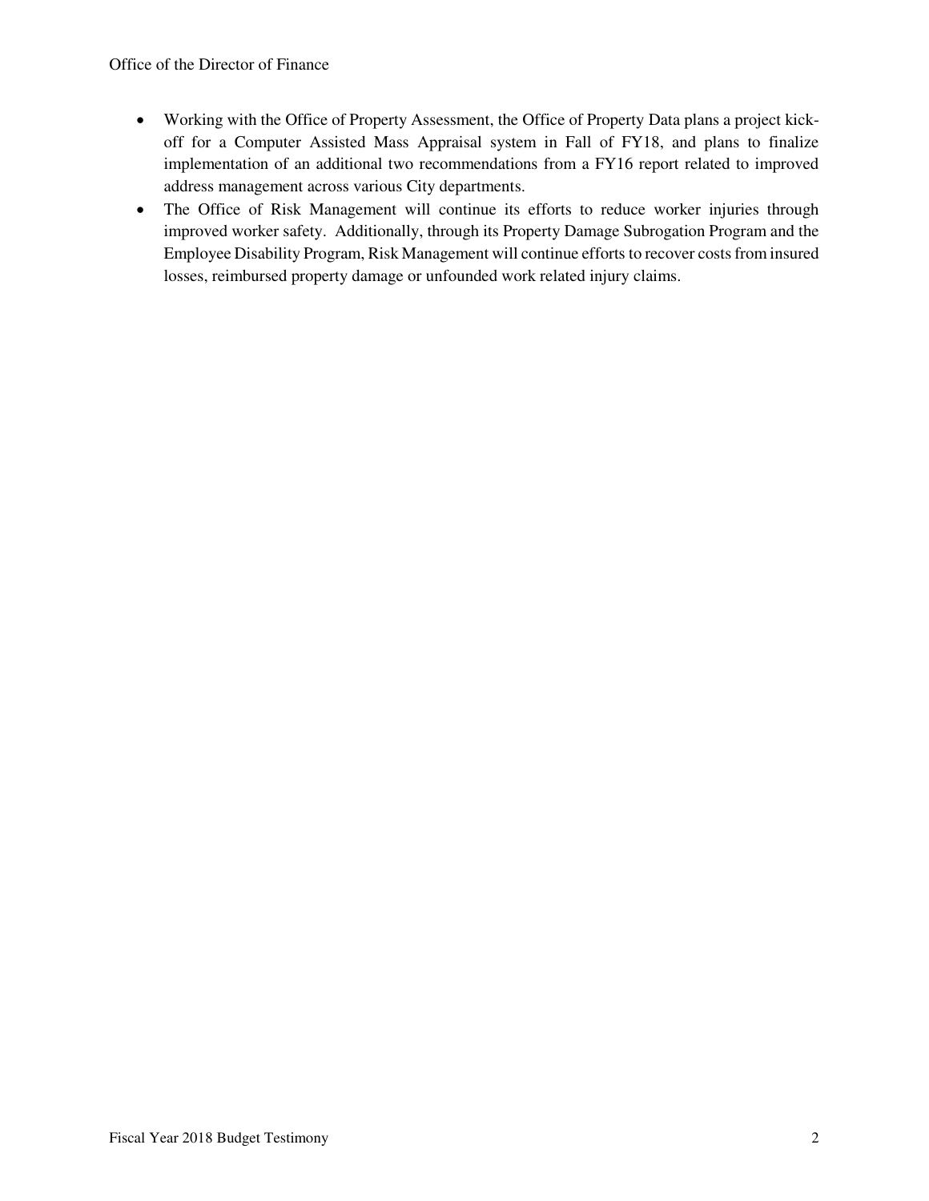- Working with the Office of Property Assessment, the Office of Property Data plans a project kick-off for a Computer Assisted Mass Appraisal system in Fall of FY18, and plans to finalize implementation of an additional two recommendations from a FY16 report related to improved address management across various City departments.
- The Office of Risk Management will continue its efforts to reduce worker injuries through improved worker safety. Additionally, through its Property Damage Subrogation Program and the Employee Disability Program, Risk Management will continue efforts to recover costs from insured losses, reimbursed property damage or unfounded work related injury claims.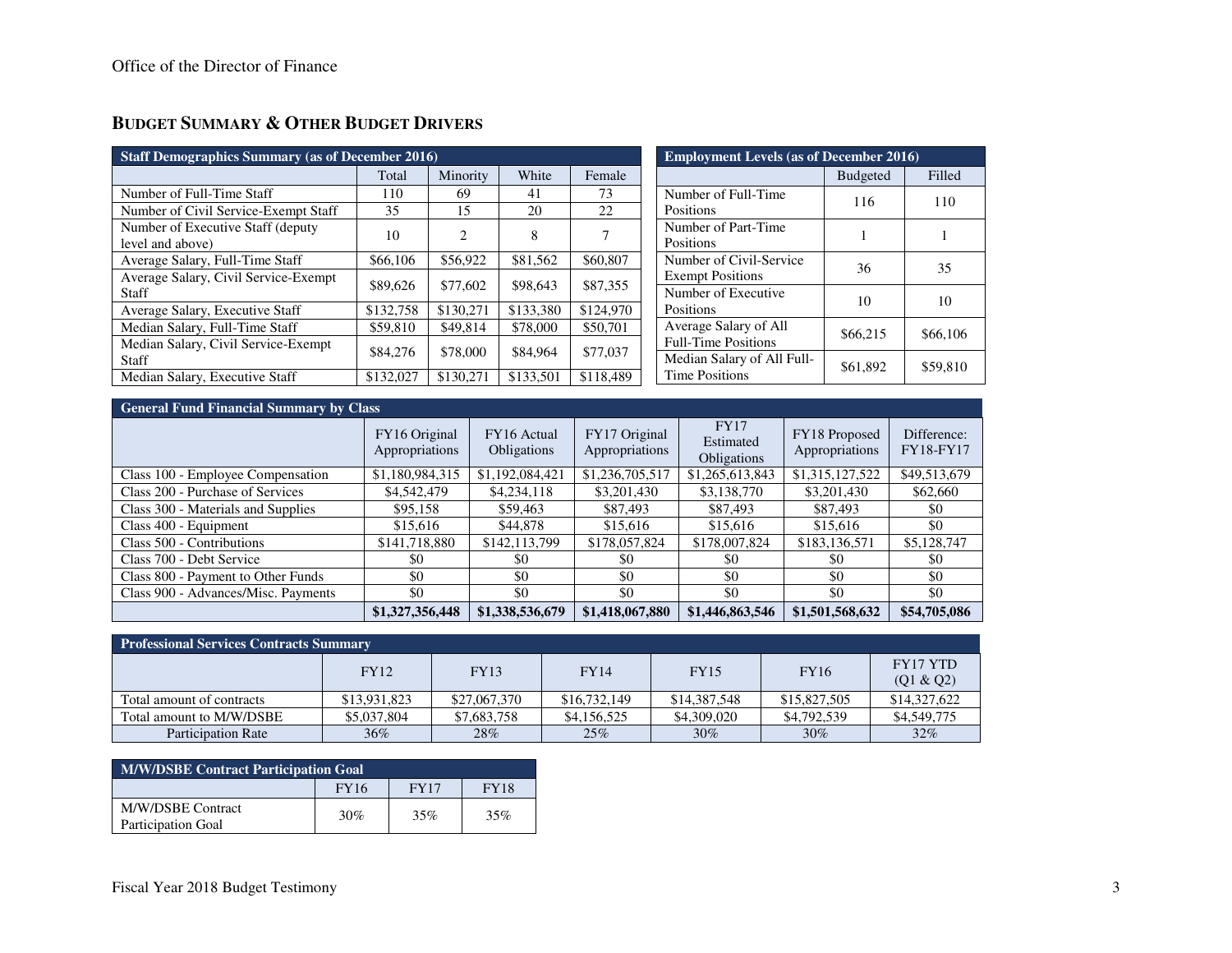Office of the Director of Finance

## Budget Summary & Other Budget Drivers

| Staff Demographics Summary (as of December 2016) | | | | |
|---|---|---|---|---|
| | Total | Minority | White | Female |
| Number of Full-Time Staff | 110 | 69 | 41 | 73 |
| Number of Civil Service-Exempt Staff | 35 | 15 | 20 | 22 |
| Number of Executive Staff (deputy level and above) | 10 | 2 | 8 | 7 |
| Average Salary, Full-Time Staff | $66,106 | $56,922 | $81,562 | $60,807 |
| Average Salary, Civil Service-Exempt Staff | $89,626 | $77,602 | $98,643 | $87,355 |
| Average Salary, Executive Staff | $132,758 | $130,271 | $133,380 | $124,970 |
| Median Salary, Full-Time Staff | $59,810 | $49,814 | $78,000 | $50,701 |
| Median Salary, Civil Service-Exempt Staff | $84,276 | $78,000 | $84,964 | $77,037 |
| Median Salary, Executive Staff | $132,027 | $130,271 | $133,501 | $118,489 |

| Employment Levels (as of December 2016) | | |
|---|---|---|
| | Budgeted | Filled |
| Number of Full-Time Positions | 116 | 110 |
| Number of Part-Time Positions | 1 | 1 |
| Number of Civil-Service Exempt Positions | 36 | 35 |
| Number of Executive Positions | 10 | 10 |
| Average Salary of All Full-Time Positions | $66,215 | $66,106 |
| Median Salary of All Full-Time Positions | $61,892 | $59,810 |

| General Fund Financial Summary by Class | | | | | | |
|---|---|---|---|---|---|---|
| | FY16 Original Appropriations | FY16 Actual Obligations | FY17 Original Appropriations | FY17 Estimated Obligations | FY18 Proposed Appropriations | Difference: FY18-FY17 |
| Class 100 - Employee Compensation | $1,180,984,315 | $1,192,084,421 | $1,236,705,517 | $1,265,613,843 | $1,315,127,522 | $49,513,679 |
| Class 200 - Purchase of Services | $4,542,479 | $4,234,118 | $3,201,430 | $3,138,770 | $3,201,430 | $62,660 |
| Class 300 - Materials and Supplies | $95,158 | $59,463 | $87,493 | $87,493 | $87,493 | $0 |
| Class 400 - Equipment | $15,616 | $44,878 | $15,616 | $15,616 | $15,616 | $0 |
| Class 500 - Contributions | $141,718,880 | $142,113,799 | $178,057,824 | $178,007,824 | $183,136,571 | $5,128,747 |
| Class 700 - Debt Service | $0 | $0 | $0 | $0 | $0 | $0 |
| Class 800 - Payment to Other Funds | $0 | $0 | $0 | $0 | $0 | $0 |
| Class 900 - Advances/Misc. Payments | $0 | $0 | $0 | $0 | $0 | $0 |
| | **$1,327,356,448** | **$1,338,536,679** | **$1,418,067,880** | **$1,446,863,546** | **$1,501,568,632** | **$54,705,086** |

| Professional Services Contracts Summary | | | | | | |
|---|---|---|---|---|---|---|
| | FY12 | FY13 | FY14 | FY15 | FY16 | FY17 YTD (Q1 & Q2) |
| Total amount of contracts | $13,931,823 | $27,067,370 | $16,732,149 | $14,387,548 | $15,827,505 | $14,327,622 |
| Total amount to M/W/DSBE | $5,037,804 | $7,683,758 | $4,156,525 | $4,309,020 | $4,792,539 | $4,549,775 |
| Participation Rate | 36% | 28% | 25% | 30% | 30% | 32% |

| M/W/DSBE Contract Participation Goal | | | |
|---|---|---|---|
| | FY16 | FY17 | FY18 |
| M/W/DSBE Contract Participation Goal | 30% | 35% | 35% |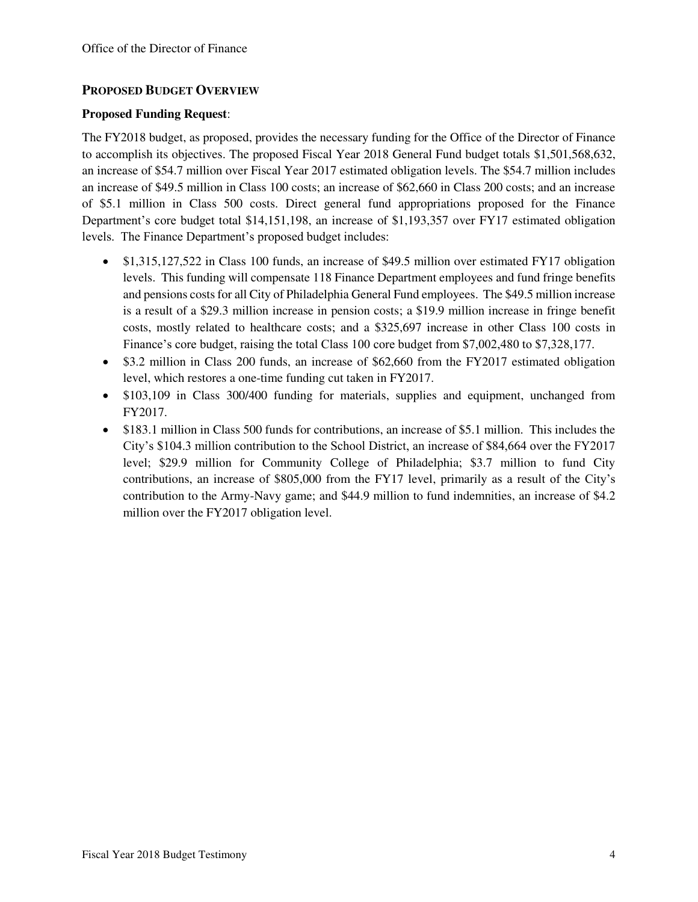## PROPOSED BUDGET OVERVIEW

**Proposed Funding Request**:

The FY2018 budget, as proposed, provides the necessary funding for the Office of the Director of Finance to accomplish its objectives. The proposed Fiscal Year 2018 General Fund budget totals $1,501,568,632, an increase of $54.7 million over Fiscal Year 2017 estimated obligation levels. The $54.7 million includes an increase of $49.5 million in Class 100 costs; an increase of $62,660 in Class 200 costs; and an increase of $5.1 million in Class 500 costs. Direct general fund appropriations proposed for the Finance Department's core budget total $14,151,198, an increase of $1,193,357 over FY17 estimated obligation levels. The Finance Department's proposed budget includes:

- $1,315,127,522 in Class 100 funds, an increase of $49.5 million over estimated FY17 obligation levels. This funding will compensate 118 Finance Department employees and fund fringe benefits and pensions costs for all City of Philadelphia General Fund employees. The $49.5 million increase is a result of a $29.3 million increase in pension costs; a $19.9 million increase in fringe benefit costs, mostly related to healthcare costs; and a $325,697 increase in other Class 100 costs in Finance's core budget, raising the total Class 100 core budget from $7,002,480 to $7,328,177.
- $3.2 million in Class 200 funds, an increase of $62,660 from the FY2017 estimated obligation level, which restores a one-time funding cut taken in FY2017.
- $103,109 in Class 300/400 funding for materials, supplies and equipment, unchanged from FY2017.
- $183.1 million in Class 500 funds for contributions, an increase of $5.1 million. This includes the City's $104.3 million contribution to the School District, an increase of $84,664 over the FY2017 level; $29.9 million for Community College of Philadelphia; $3.7 million to fund City contributions, an increase of $805,000 from the FY17 level, primarily as a result of the City's contribution to the Army-Navy game; and $44.9 million to fund indemnities, an increase of $4.2 million over the FY2017 obligation level.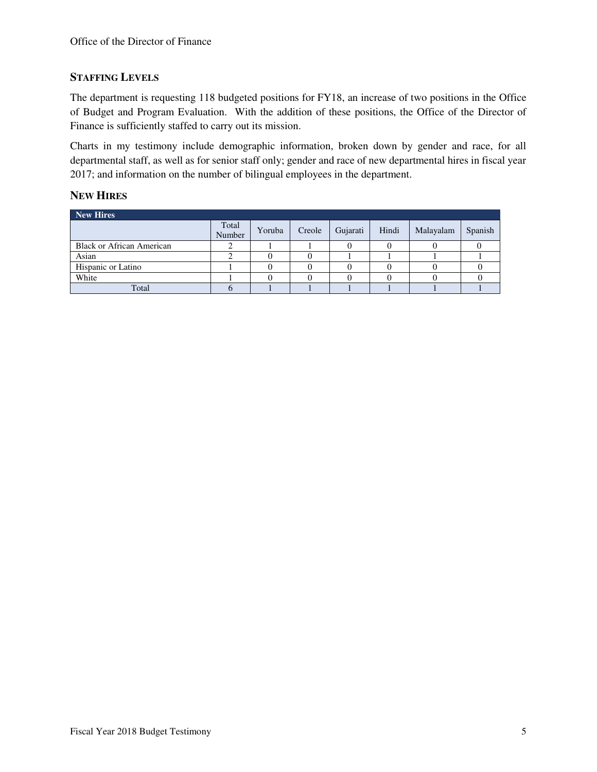## Staffing Levels

The department is requesting 118 budgeted positions for FY18, an increase of two positions in the Office of Budget and Program Evaluation. With the addition of these positions, the Office of the Director of Finance is sufficiently staffed to carry out its mission.

Charts in my testimony include demographic information, broken down by gender and race, for all departmental staff, as well as for senior staff only; gender and race of new departmental hires in fiscal year 2017; and information on the number of bilingual employees in the department.

## New Hires

| New Hires | | | | | | | |
|---|---|---|---|---|---|---|---|
| | Total Number | Yoruba | Creole | Gujarati | Hindi | Malayalam | Spanish |
| Black or African American | 2 | 1 | 1 | 0 | 0 | 0 | 0 |
| Asian | 2 | 0 | 0 | 1 | 1 | 1 | 1 |
| Hispanic or Latino | 1 | 0 | 0 | 0 | 0 | 0 | 0 |
| White | 1 | 0 | 0 | 0 | 0 | 0 | 0 |
| Total | 6 | 1 | 1 | 1 | 1 | 1 | 1 |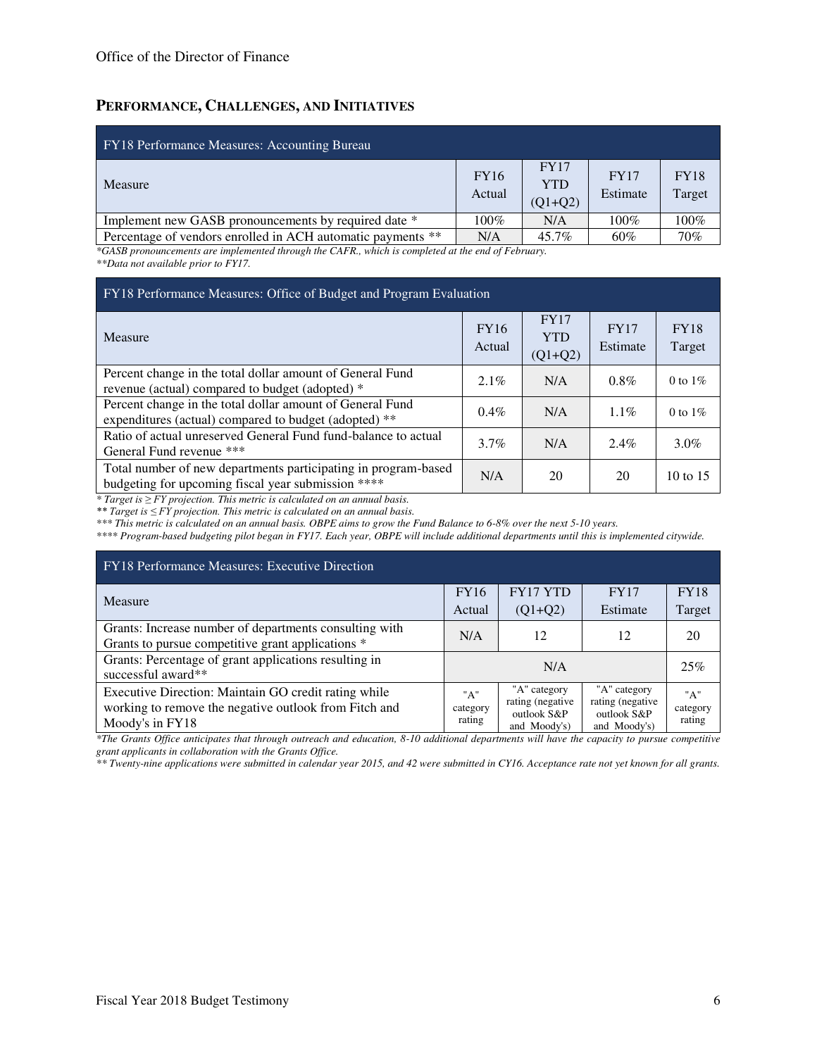## PERFORMANCE, CHALLENGES, AND INITIATIVES

| FY18 Performance Measures: Accounting Bureau | | | | |
|---|---|---|---|---|
| Measure | FY16 Actual | FY17 YTD (Q1+Q2) | FY17 Estimate | FY18 Target |
| Implement new GASB pronouncements by required date * | 100% | N/A | 100% | 100% |
| Percentage of vendors enrolled in ACH automatic payments ** | N/A | 45.7% | 60% | 70% |

*\*GASB pronouncements are implemented through the CAFR., which is completed at the end of February.*
*\*\*Data not available prior to FY17.*

| FY18 Performance Measures: Office of Budget and Program Evaluation | | | | |
|---|---|---|---|---|
| Measure | FY16 Actual | FY17 YTD (Q1+Q2) | FY17 Estimate | FY18 Target |
| Percent change in the total dollar amount of General Fund revenue (actual) compared to budget (adopted) * | 2.1% | N/A | 0.8% | 0 to 1% |
| Percent change in the total dollar amount of General Fund expenditures (actual) compared to budget (adopted) ** | 0.4% | N/A | 1.1% | 0 to 1% |
| Ratio of actual unreserved General Fund fund-balance to actual General Fund revenue *** | 3.7% | N/A | 2.4% | 3.0% |
| Total number of new departments participating in program-based budgeting for upcoming fiscal year submission **** | N/A | 20 | 20 | 10 to 15 |

*\* Target is ≥ FY projection. This metric is calculated on an annual basis.*
*\*\* Target is ≤ FY projection. This metric is calculated on an annual basis.*
*\*\*\* This metric is calculated on an annual basis. OBPE aims to grow the Fund Balance to 6-8% over the next 5-10 years.*
*\*\*\*\* Program-based budgeting pilot began in FY17. Each year, OBPE will include additional departments until this is implemented citywide.*

| FY18 Performance Measures: Executive Direction | | | | |
|---|---|---|---|---|
| Measure | FY16 Actual | FY17 YTD (Q1+Q2) | FY17 Estimate | FY18 Target |
| Grants: Increase number of departments consulting with Grants to pursue competitive grant applications * | N/A | 12 | 12 | 20 |
| Grants: Percentage of grant applications resulting in successful award** | N/A | | | 25% |
| Executive Direction: Maintain GO credit rating while working to remove the negative outlook from Fitch and Moody's in FY18 | "A" category rating | "A" category rating (negative outlook S&P and Moody's) | "A" category rating (negative outlook S&P and Moody's) | "A" category rating |

*\*The Grants Office anticipates that through outreach and education, 8-10 additional departments will have the capacity to pursue competitive grant applicants in collaboration with the Grants Office.*
*\*\* Twenty-nine applications were submitted in calendar year 2015, and 42 were submitted in CY16. Acceptance rate not yet known for all grants.*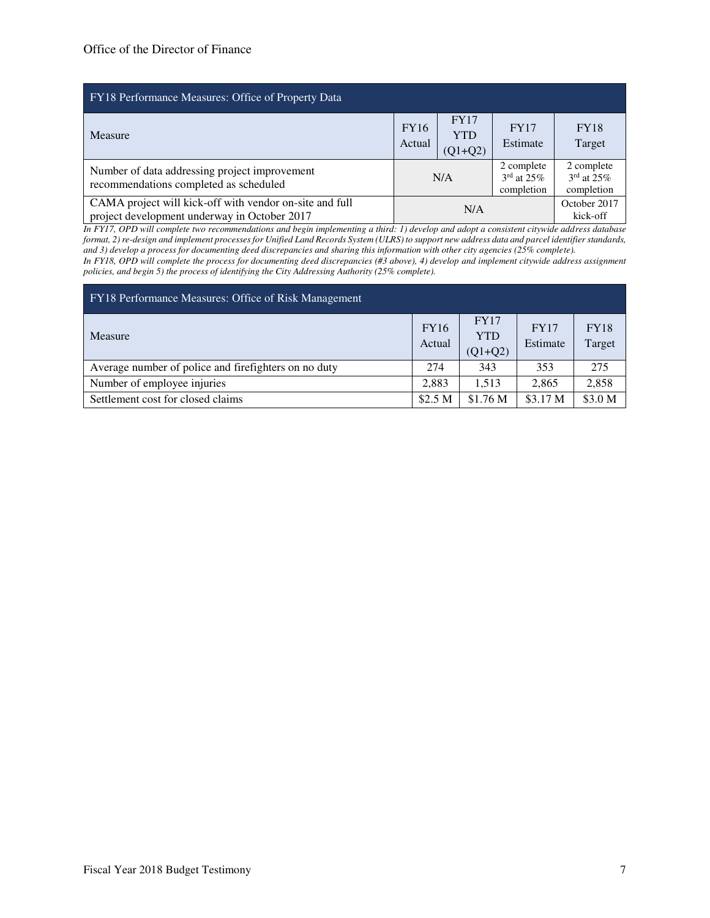| FY18 Performance Measures: Office of Property Data | | | | |
|---|---|---|---|---|
| Measure | FY16 Actual | FY17 YTD (Q1+Q2) | FY17 Estimate | FY18 Target |
| Number of data addressing project improvement recommendations completed as scheduled | N/A | | 2 complete 3rd at 25% completion | 2 complete 3rd at 25% completion |
| CAMA project will kick-off with vendor on-site and full project development underway in October 2017 | N/A | | | October 2017 kick-off |

*In FY17, OPD will complete two recommendations and begin implementing a third: 1) develop and adopt a consistent citywide address database format, 2) re-design and implement processes for Unified Land Records System (ULRS) to support new address data and parcel identifier standards, and 3) develop a process for documenting deed discrepancies and sharing this information with other city agencies (25% complete).*
*In FY18, OPD will complete the process for documenting deed discrepancies (#3 above), 4) develop and implement citywide address assignment policies, and begin 5) the process of identifying the City Addressing Authority (25% complete).*

| FY18 Performance Measures: Office of Risk Management | | | | |
|---|---|---|---|---|
| Measure | FY16 Actual | FY17 YTD (Q1+Q2) | FY17 Estimate | FY18 Target |
| Average number of police and firefighters on no duty | 274 | 343 | 353 | 275 |
| Number of employee injuries | 2,883 | 1,513 | 2,865 | 2,858 |
| Settlement cost for closed claims | $2.5 M | $1.76 M | $3.17 M | $3.0 M |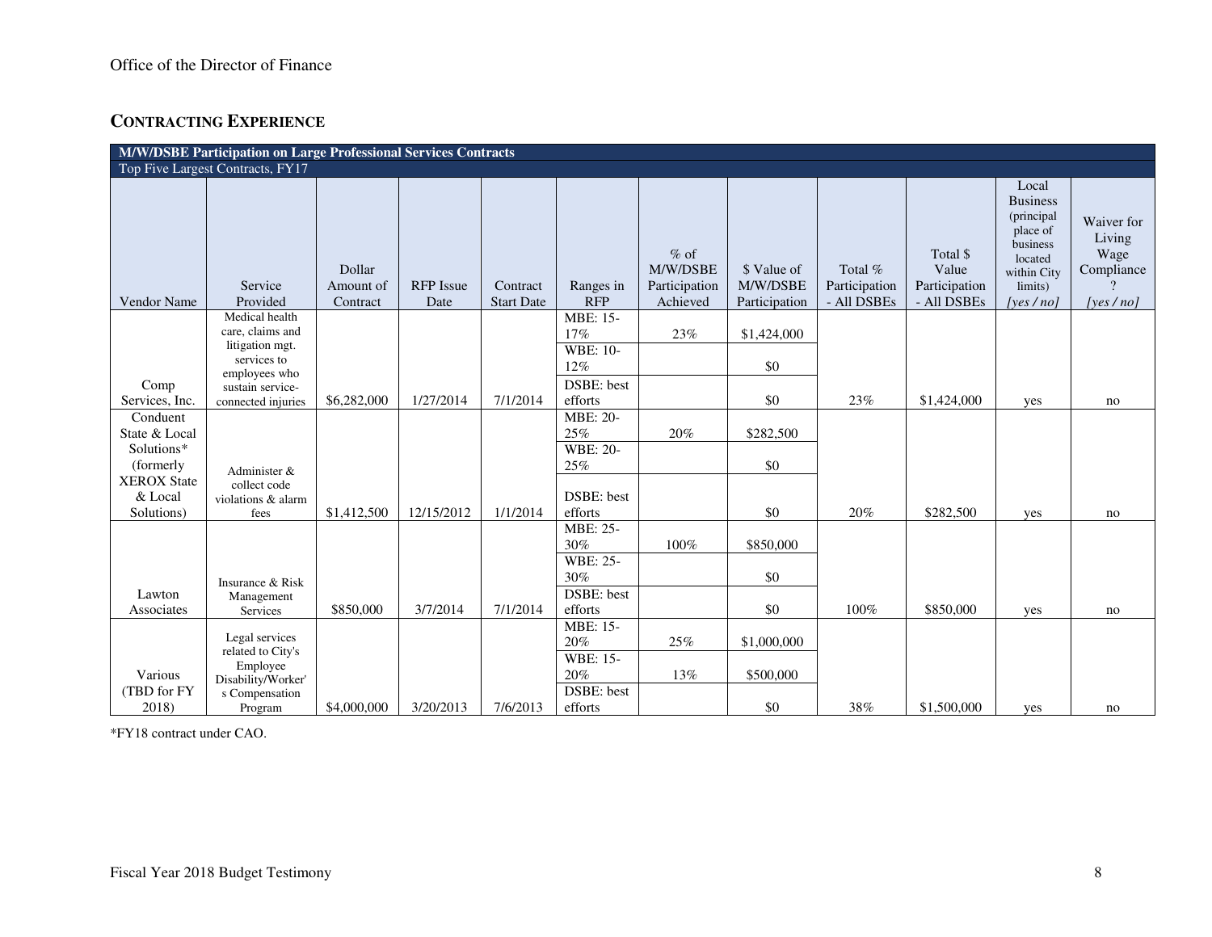## CONTRACTING EXPERIENCE

| M/W/DSBE Participation on Large Professional Services Contracts | | | | | | | | | | | |
|---|---|---|---|---|---|---|---|---|---|---|---|
| Top Five Largest Contracts, FY17 | | | | | | | | | | | |
| Vendor Name | Service Provided | Dollar Amount of Contract | RFP Issue Date | Contract Start Date | Ranges in RFP | % of M/W/DSBE Participation Achieved | $ Value of M/W/DSBE Participation | Total % Participation - All DSBEs | Total $ Value Participation - All DSBEs | Local Business (principal place of business located within City limits) [yes / no] | Waiver for Living Wage Compliance? [yes / no] |
| Comp Services, Inc. | Medical health care, claims and litigation mgt. services to employees who sustain service-connected injuries | $6,282,000 | 1/27/2014 | 7/1/2014 | MBE: 15-17% | 23% | $1,424,000 | 23% | $1,424,000 | yes | no |
| | | | | | WBE: 10-12% | | $0 | | | | |
| | | | | | DSBE: best efforts | | $0 | | | | |
| Conduent State & Local Solutions* (formerly XEROX State & Local Solutions) | Administer & collect code violations & alarm fees | $1,412,500 | 12/15/2012 | 1/1/2014 | MBE: 20-25% | 20% | $282,500 | 20% | $282,500 | yes | no |
| | | | | | WBE: 20-25% | | $0 | | | | |
| | | | | | DSBE: best efforts | | $0 | | | | |
| Lawton Associates | Insurance & Risk Management Services | $850,000 | 3/7/2014 | 7/1/2014 | MBE: 25-30% | 100% | $850,000 | 100% | $850,000 | yes | no |
| | | | | | WBE: 25-30% | | $0 | | | | |
| | | | | | DSBE: best efforts | | $0 | | | | |
| Various (TBD for FY 2018) | Legal services related to City's Employee Disability/Worker's Compensation Program | $4,000,000 | 3/20/2013 | 7/6/2013 | MBE: 15-20% | 25% | $1,000,000 | 38% | $1,500,000 | yes | no |
| | | | | | WBE: 15-20% | 13% | $500,000 | | | | |
| | | | | | DSBE: best efforts | | $0 | | | | |

*FY18 contract under CAO.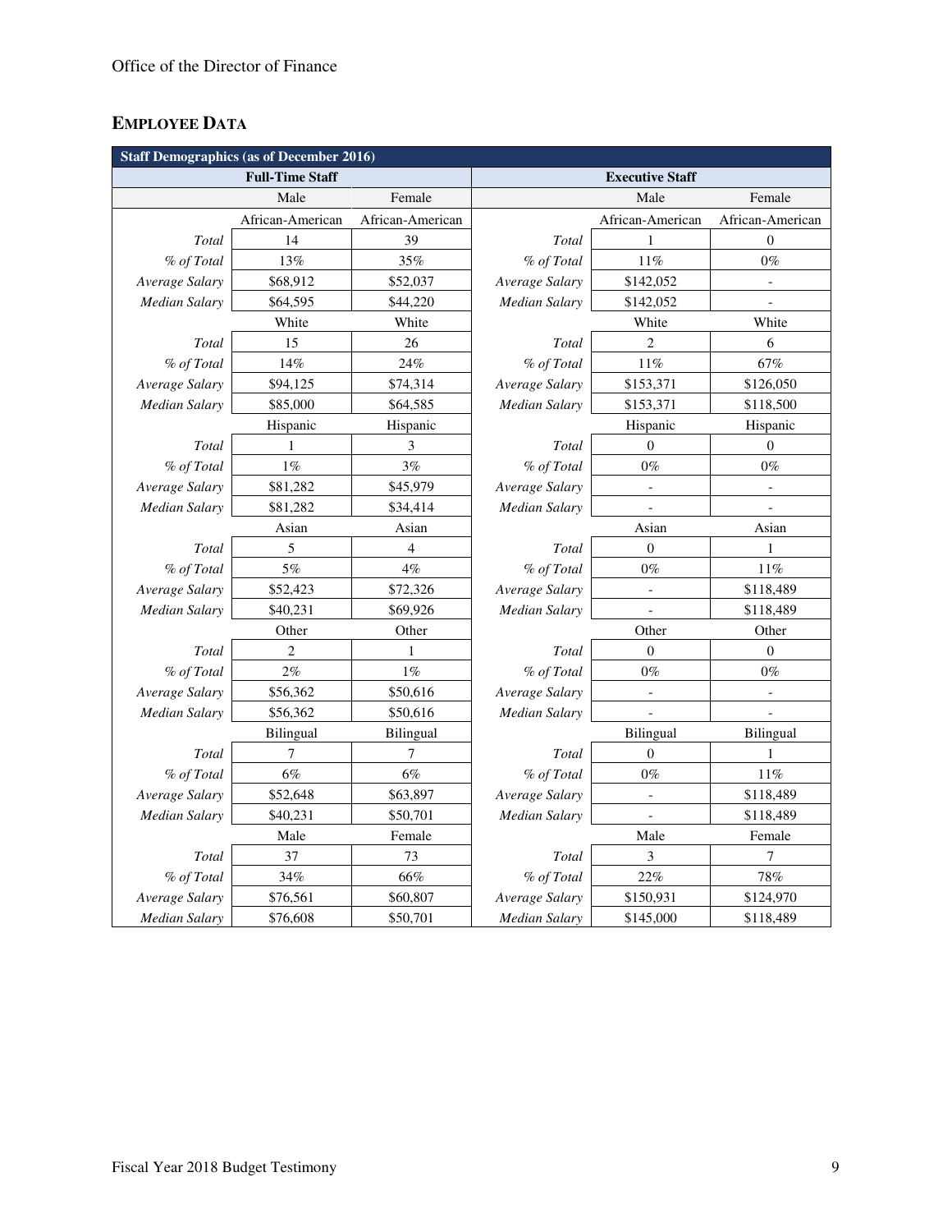Office of the Director of Finance

## EMPLOYEE DATA

| Staff Demographics (as of December 2016) | | | | | |
|---|---|---|---|---|---|
| **Full-Time Staff** | | | **Executive Staff** | | |
| | Male | Female | | Male | Female |
| | African-American | African-American | | African-American | African-American |
| *Total* | 14 | 39 | *Total* | 1 | 0 |
| *% of Total* | 13% | 35% | *% of Total* | 11% | 0% |
| *Average Salary* | $68,912 | $52,037 | *Average Salary* | $142,052 | - |
| *Median Salary* | $64,595 | $44,220 | *Median Salary* | $142,052 | - |
| | White | White | | White | White |
| *Total* | 15 | 26 | *Total* | 2 | 6 |
| *% of Total* | 14% | 24% | *% of Total* | 11% | 67% |
| *Average Salary* | $94,125 | $74,314 | *Average Salary* | $153,371 | $126,050 |
| *Median Salary* | $85,000 | $64,585 | *Median Salary* | $153,371 | $118,500 |
| | Hispanic | Hispanic | | Hispanic | Hispanic |
| *Total* | 1 | 3 | *Total* | 0 | 0 |
| *% of Total* | 1% | 3% | *% of Total* | 0% | 0% |
| *Average Salary* | $81,282 | $45,979 | *Average Salary* | - | - |
| *Median Salary* | $81,282 | $34,414 | *Median Salary* | - | - |
| | Asian | Asian | | Asian | Asian |
| *Total* | 5 | 4 | *Total* | 0 | 1 |
| *% of Total* | 5% | 4% | *% of Total* | 0% | 11% |
| *Average Salary* | $52,423 | $72,326 | *Average Salary* | - | $118,489 |
| *Median Salary* | $40,231 | $69,926 | *Median Salary* | - | $118,489 |
| | Other | Other | | Other | Other |
| *Total* | 2 | 1 | *Total* | 0 | 0 |
| *% of Total* | 2% | 1% | *% of Total* | 0% | 0% |
| *Average Salary* | $56,362 | $50,616 | *Average Salary* | - | - |
| *Median Salary* | $56,362 | $50,616 | *Median Salary* | - | - |
| | Bilingual | Bilingual | | Bilingual | Bilingual |
| *Total* | 7 | 7 | *Total* | 0 | 1 |
| *% of Total* | 6% | 6% | *% of Total* | 0% | 11% |
| *Average Salary* | $52,648 | $63,897 | *Average Salary* | - | $118,489 |
| *Median Salary* | $40,231 | $50,701 | *Median Salary* | - | $118,489 |
| | Male | Female | | Male | Female |
| *Total* | 37 | 73 | *Total* | 3 | 7 |
| *% of Total* | 34% | 66% | *% of Total* | 22% | 78% |
| *Average Salary* | $76,561 | $60,807 | *Average Salary* | $150,931 | $124,970 |
| *Median Salary* | $76,608 | $50,701 | *Median Salary* | $145,000 | $118,489 |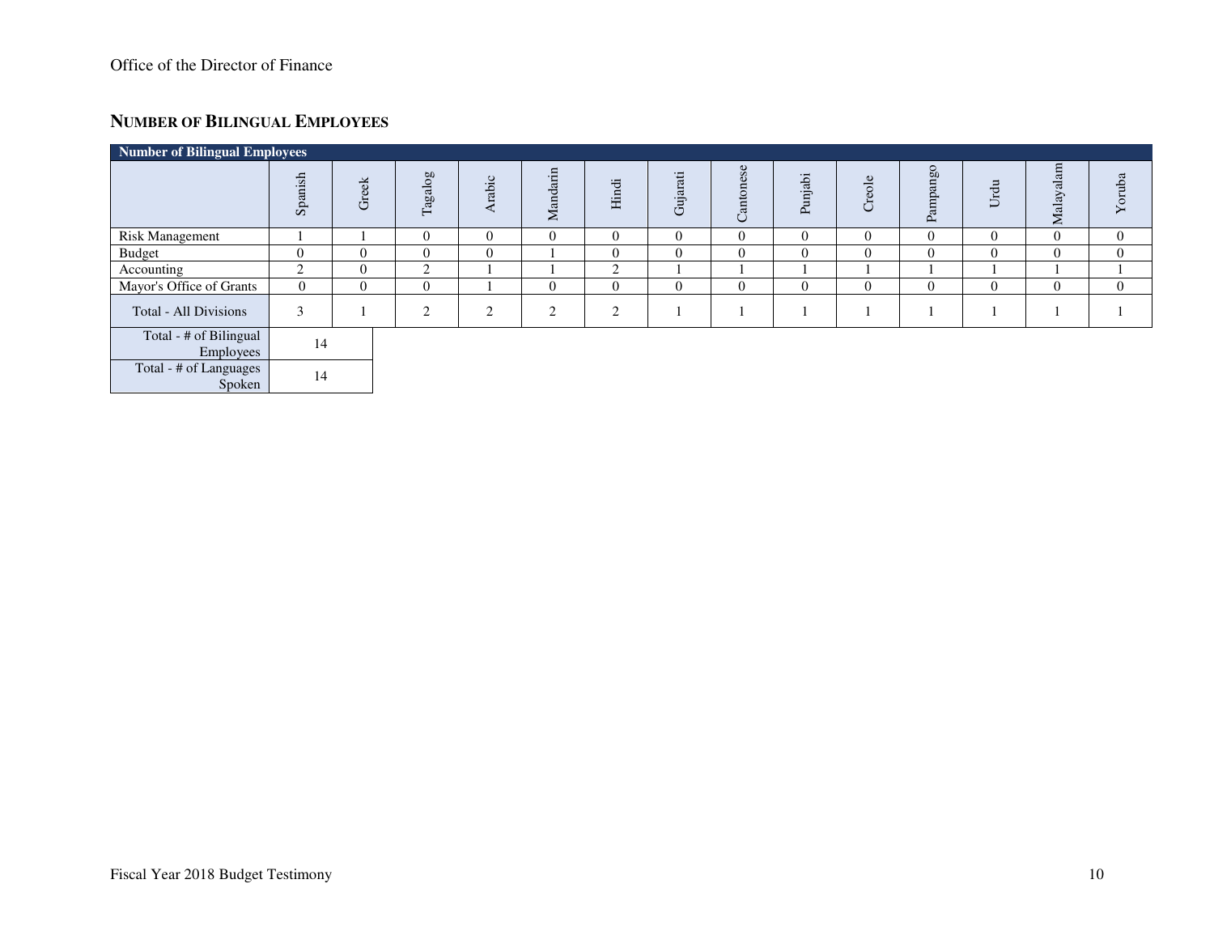## NUMBER OF BILINGUAL EMPLOYEES

| Number of Bilingual Employees | Spanish | Greek | Tagalog | Arabic | Mandarin | Hindi | Gujarati | Cantonese | Punjabi | Creole | Pampango | Urdu | Malayalam | Yoruba |
|---|---|---|---|---|---|---|---|---|---|---|---|---|---|---|
| Risk Management | 1 | 1 | 0 | 0 | 0 | 0 | 0 | 0 | 0 | 0 | 0 | 0 | 0 | 0 |
| Budget | 0 | 0 | 0 | 0 | 1 | 0 | 0 | 0 | 0 | 0 | 0 | 0 | 0 | 0 |
| Accounting | 2 | 0 | 2 | 1 | 1 | 2 | 1 | 1 | 1 | 1 | 1 | 1 | 1 | 1 |
| Mayor's Office of Grants | 0 | 0 | 0 | 1 | 0 | 0 | 0 | 0 | 0 | 0 | 0 | 0 | 0 | 0 |
| Total - All Divisions | 3 | 1 | 2 | 2 | 2 | 2 | 1 | 1 | 1 | 1 | 1 | 1 | 1 | 1 |

| | |
|---|---|
| Total - # of Bilingual Employees | 14 |
| Total - # of Languages Spoken | 14 |